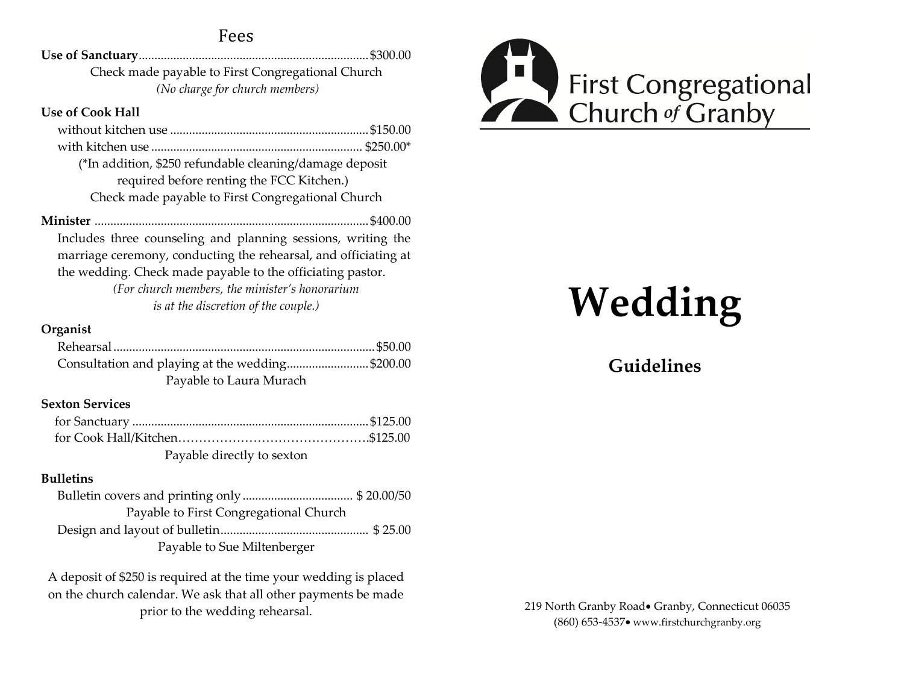## Fees

**Use of Sanctuary**........................................................................$300.00

Check made payable to First Congregational Church

*(No charge for church members)*

**Use of Cook Hall**

without kitchen use ..............................................................$150.00

with kitchen use .................................................................. $250.00*

(*In addition, $250 refundable cleaning/damage deposit required before renting the FCC Kitchen.)

Check made payable to First Congregational Church

**Minister** .....................................................................................$400.00

Includes three counseling and planning sessions, writing the marriage ceremony, conducting the rehearsal, and officiating at the wedding. Check made payable to the officiating pastor.

*(For church members, the minister's honorarium is at the discretion of the couple.)*

**Organist**

Rehearsal ..................................................................................$50.00

Consultation and playing at the wedding..........................$200.00

Payable to Laura Murach

**Sexton Services**

for Sanctuary ..........................................................................$125.00

for Cook Hall/Kitchen……………………………………….$125.00

Payable directly to sexton

**Bulletins**

Bulletin covers and printing only .................................. $ 20.00/50

Payable to First Congregational Church

Design and layout of bulletin.............................................. $ 25.00

Payable to Sue Miltenberger

A deposit of $250 is required at the time your wedding is placed on the church calendar. We ask that all other payments be made prior to the wedding rehearsal.

First Congregational Church *of* Granby

# Wedding

## Guidelines

219 North Granby Road• Granby, Connecticut 06035

(860) 653-4537• www.firstchurchgranby.org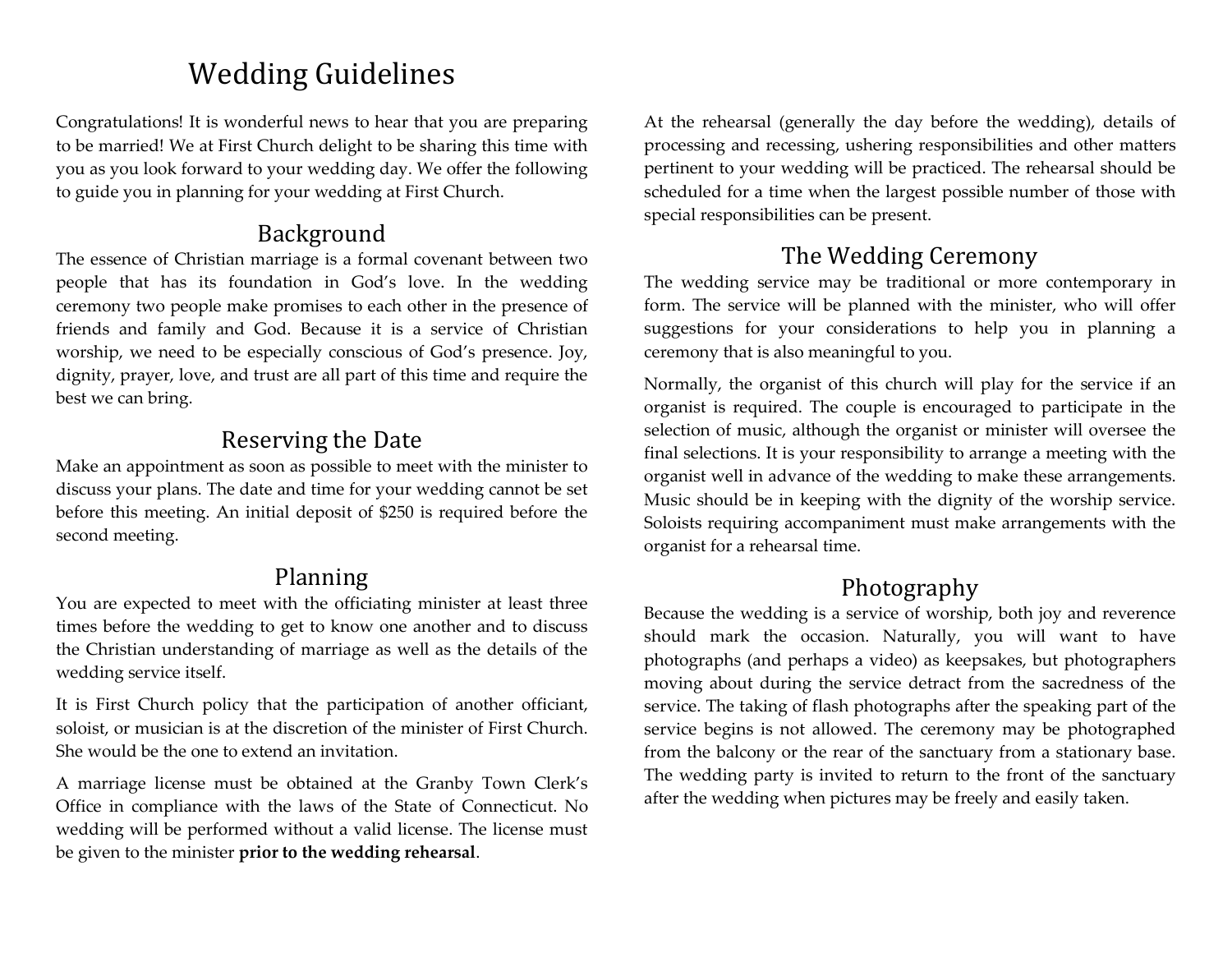# Wedding Guidelines

Congratulations! It is wonderful news to hear that you are preparing to be married! We at First Church delight to be sharing this time with you as you look forward to your wedding day. We offer the following to guide you in planning for your wedding at First Church.

## Background

The essence of Christian marriage is a formal covenant between two people that has its foundation in God's love. In the wedding ceremony two people make promises to each other in the presence of friends and family and God. Because it is a service of Christian worship, we need to be especially conscious of God's presence. Joy, dignity, prayer, love, and trust are all part of this time and require the best we can bring.

## Reserving the Date

Make an appointment as soon as possible to meet with the minister to discuss your plans. The date and time for your wedding cannot be set before this meeting. An initial deposit of $250 is required before the second meeting.

## Planning

You are expected to meet with the officiating minister at least three times before the wedding to get to know one another and to discuss the Christian understanding of marriage as well as the details of the wedding service itself.

It is First Church policy that the participation of another officiant, soloist, or musician is at the discretion of the minister of First Church. She would be the one to extend an invitation.

A marriage license must be obtained at the Granby Town Clerk's Office in compliance with the laws of the State of Connecticut. No wedding will be performed without a valid license. The license must be given to the minister **prior to the wedding rehearsal**.

At the rehearsal (generally the day before the wedding), details of processing and recessing, ushering responsibilities and other matters pertinent to your wedding will be practiced. The rehearsal should be scheduled for a time when the largest possible number of those with special responsibilities can be present.

## The Wedding Ceremony

The wedding service may be traditional or more contemporary in form. The service will be planned with the minister, who will offer suggestions for your considerations to help you in planning a ceremony that is also meaningful to you.

Normally, the organist of this church will play for the service if an organist is required. The couple is encouraged to participate in the selection of music, although the organist or minister will oversee the final selections. It is your responsibility to arrange a meeting with the organist well in advance of the wedding to make these arrangements. Music should be in keeping with the dignity of the worship service. Soloists requiring accompaniment must make arrangements with the organist for a rehearsal time.

## Photography

Because the wedding is a service of worship, both joy and reverence should mark the occasion. Naturally, you will want to have photographs (and perhaps a video) as keepsakes, but photographers moving about during the service detract from the sacredness of the service. The taking of flash photographs after the speaking part of the service begins is not allowed. The ceremony may be photographed from the balcony or the rear of the sanctuary from a stationary base. The wedding party is invited to return to the front of the sanctuary after the wedding when pictures may be freely and easily taken.